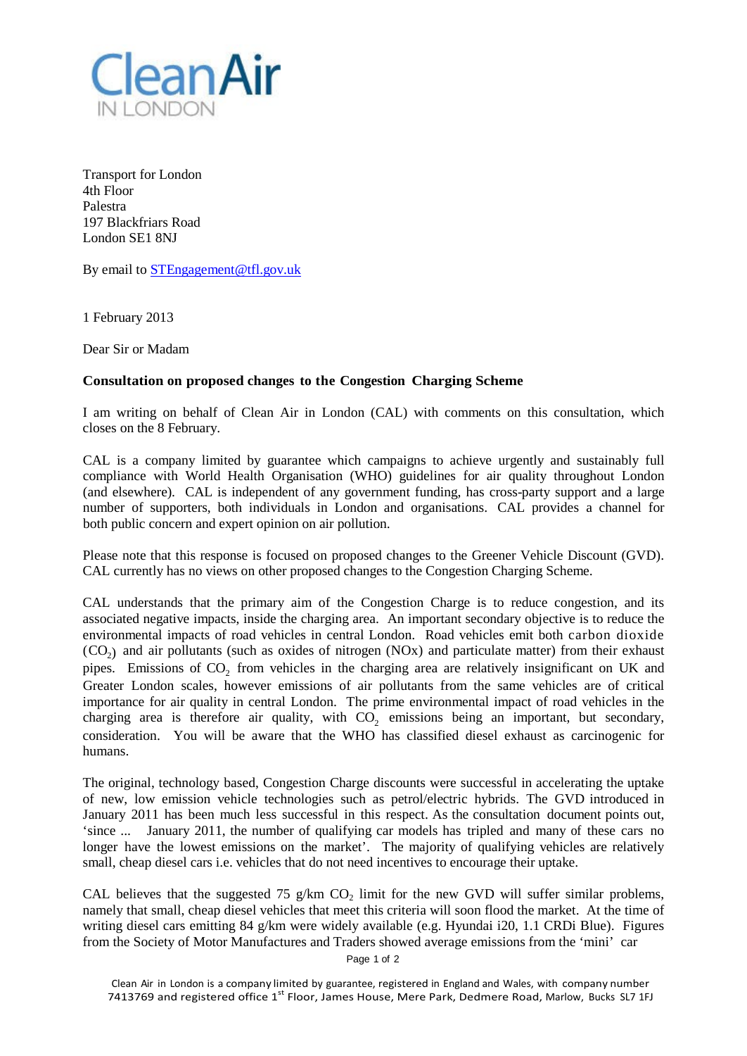Clean Air IN LONDON

Transport for London
4th Floor
Palestra
197 Blackfriars Road
London SE1 8NJ

By email to STEngagement@tfl.gov.uk

1 February 2013

Dear Sir or Madam

**Consultation on proposed changes to the Congestion Charging Scheme**

I am writing on behalf of Clean Air in London (CAL) with comments on this consultation, which closes on the 8 February.

CAL is a company limited by guarantee which campaigns to achieve urgently and sustainably full compliance with World Health Organisation (WHO) guidelines for air quality throughout London (and elsewhere). CAL is independent of any government funding, has cross-party support and a large number of supporters, both individuals in London and organisations. CAL provides a channel for both public concern and expert opinion on air pollution.

Please note that this response is focused on proposed changes to the Greener Vehicle Discount (GVD). CAL currently has no views on other proposed changes to the Congestion Charging Scheme.

CAL understands that the primary aim of the Congestion Charge is to reduce congestion, and its associated negative impacts, inside the charging area. An important secondary objective is to reduce the environmental impacts of road vehicles in central London. Road vehicles emit both carbon dioxide ($CO_2$) and air pollutants (such as oxides of nitrogen (NOx) and particulate matter) from their exhaust pipes. Emissions of $CO_2$ from vehicles in the charging area are relatively insignificant on UK and Greater London scales, however emissions of air pollutants from the same vehicles are of critical importance for air quality in central London. The prime environmental impact of road vehicles in the charging area is therefore air quality, with $CO_2$ emissions being an important, but secondary, consideration. You will be aware that the WHO has classified diesel exhaust as carcinogenic for humans.

The original, technology based, Congestion Charge discounts were successful in accelerating the uptake of new, low emission vehicle technologies such as petrol/electric hybrids. The GVD introduced in January 2011 has been much less successful in this respect. As the consultation document points out, 'since ... January 2011, the number of qualifying car models has tripled and many of these cars no longer have the lowest emissions on the market'. The majority of qualifying vehicles are relatively small, cheap diesel cars i.e. vehicles that do not need incentives to encourage their uptake.

CAL believes that the suggested 75 g/km $CO_2$ limit for the new GVD will suffer similar problems, namely that small, cheap diesel vehicles that meet this criteria will soon flood the market. At the time of writing diesel cars emitting 84 g/km were widely available (e.g. Hyundai i20, 1.1 CRDi Blue). Figures from the Society of Motor Manufactures and Traders showed average emissions from the 'mini' car

Clean Air in London is a company limited by guarantee, registered in England and Wales, with company number 7413769 and registered office 1st Floor, James House, Mere Park, Dedmere Road, Marlow, Bucks SL7 1FJ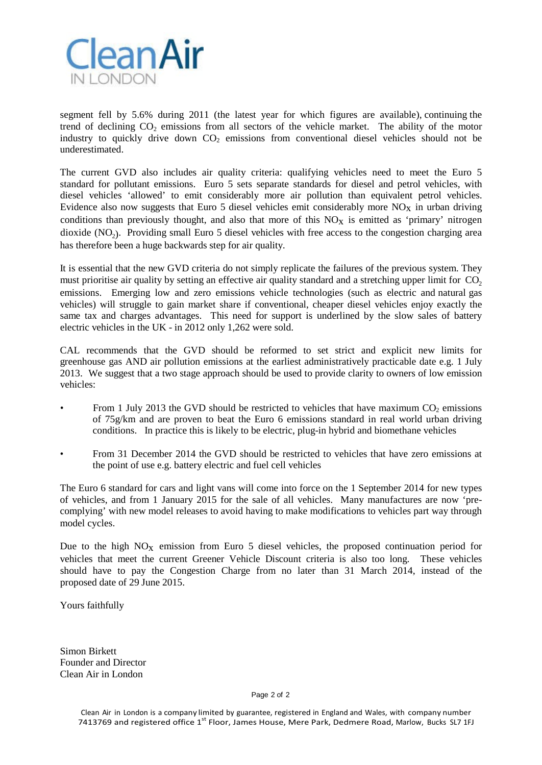segment fell by 5.6% during 2011 (the latest year for which figures are available), continuing the trend of declining $CO_2$ emissions from all sectors of the vehicle market. The ability of the motor industry to quickly drive down $CO_2$ emissions from conventional diesel vehicles should not be underestimated.

The current GVD also includes air quality criteria: qualifying vehicles need to meet the Euro 5 standard for pollutant emissions. Euro 5 sets separate standards for diesel and petrol vehicles, with diesel vehicles 'allowed' to emit considerably more air pollution than equivalent petrol vehicles. Evidence also now suggests that Euro 5 diesel vehicles emit considerably more $NO_X$ in urban driving conditions than previously thought, and also that more of this $NO_X$ is emitted as 'primary' nitrogen dioxide ($NO_2$). Providing small Euro 5 diesel vehicles with free access to the congestion charging area has therefore been a huge backwards step for air quality.

It is essential that the new GVD criteria do not simply replicate the failures of the previous system. They must prioritise air quality by setting an effective air quality standard and a stretching upper limit for $CO_2$ emissions. Emerging low and zero emissions vehicle technologies (such as electric and natural gas vehicles) will struggle to gain market share if conventional, cheaper diesel vehicles enjoy exactly the same tax and charges advantages. This need for support is underlined by the slow sales of battery electric vehicles in the UK - in 2012 only 1,262 were sold.

CAL recommends that the GVD should be reformed to set strict and explicit new limits for greenhouse gas AND air pollution emissions at the earliest administratively practicable date e.g. 1 July 2013. We suggest that a two stage approach should be used to provide clarity to owners of low emission vehicles:

- From 1 July 2013 the GVD should be restricted to vehicles that have maximum $CO_2$ emissions of 75g/km and are proven to beat the Euro 6 emissions standard in real world urban driving conditions. In practice this is likely to be electric, plug-in hybrid and biomethane vehicles
- From 31 December 2014 the GVD should be restricted to vehicles that have zero emissions at the point of use e.g. battery electric and fuel cell vehicles

The Euro 6 standard for cars and light vans will come into force on the 1 September 2014 for new types of vehicles, and from 1 January 2015 for the sale of all vehicles. Many manufactures are now 'pre-complying' with new model releases to avoid having to make modifications to vehicles part way through model cycles.

Due to the high $NO_X$ emission from Euro 5 diesel vehicles, the proposed continuation period for vehicles that meet the current Greener Vehicle Discount criteria is also too long. These vehicles should have to pay the Congestion Charge from no later than 31 March 2014, instead of the proposed date of 29 June 2015.

Yours faithfully

Simon Birkett
Founder and Director
Clean Air in London

Clean Air in London is a company limited by guarantee, registered in England and Wales, with company number 7413769 and registered office 1st Floor, James House, Mere Park, Dedmere Road, Marlow, Bucks SL7 1FJ